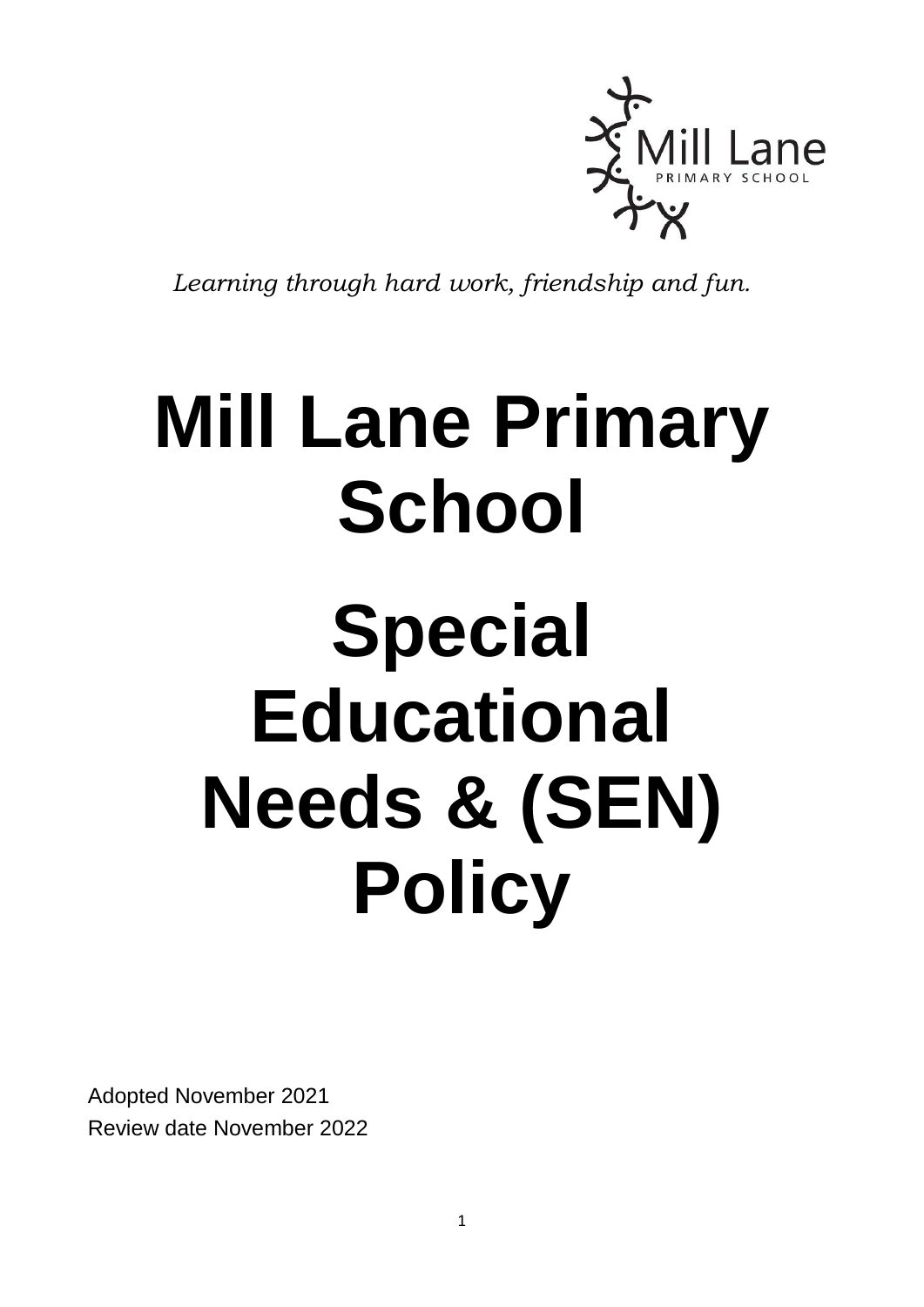*Learning through hard work, friendship and fun.*

# Mill Lane Primary School

# Special Educational Needs & (SEN) Policy

Adopted November 2021

Review date November 2022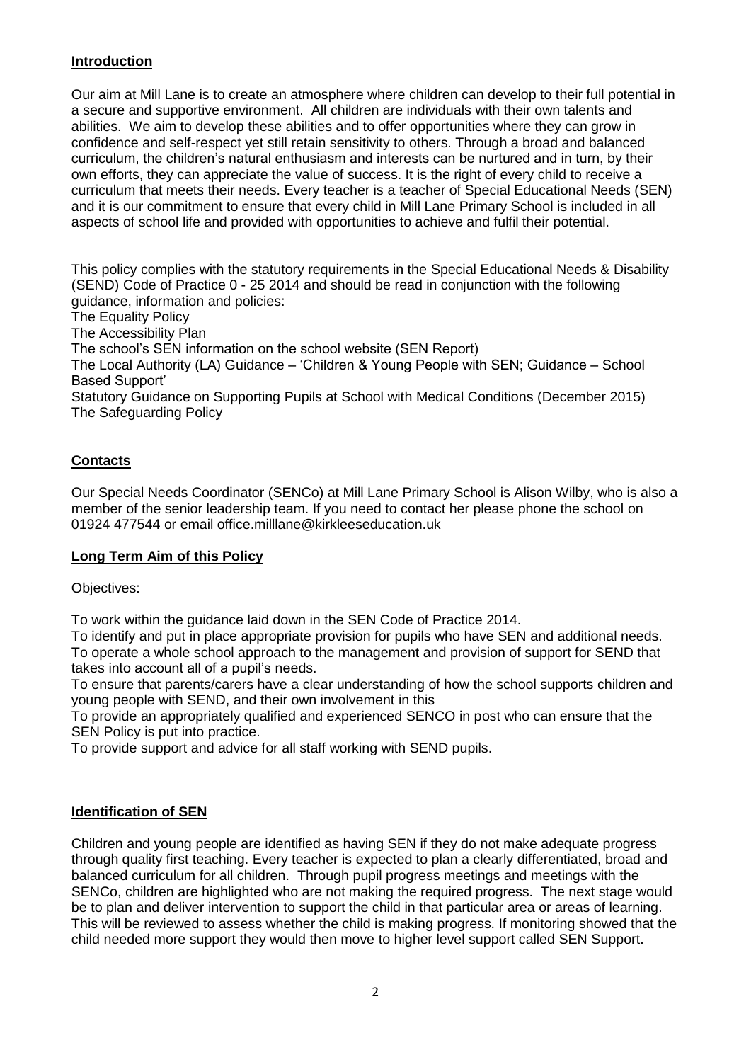## Introduction

Our aim at Mill Lane is to create an atmosphere where children can develop to their full potential in a secure and supportive environment. All children are individuals with their own talents and abilities. We aim to develop these abilities and to offer opportunities where they can grow in confidence and self-respect yet still retain sensitivity to others. Through a broad and balanced curriculum, the children's natural enthusiasm and interests can be nurtured and in turn, by their own efforts, they can appreciate the value of success. It is the right of every child to receive a curriculum that meets their needs. Every teacher is a teacher of Special Educational Needs (SEN) and it is our commitment to ensure that every child in Mill Lane Primary School is included in all aspects of school life and provided with opportunities to achieve and fulfil their potential.

This policy complies with the statutory requirements in the Special Educational Needs & Disability (SEND) Code of Practice 0 - 25 2014 and should be read in conjunction with the following guidance, information and policies:
The Equality Policy
The Accessibility Plan
The school's SEN information on the school website (SEN Report)
The Local Authority (LA) Guidance – 'Children & Young People with SEN; Guidance – School Based Support'
Statutory Guidance on Supporting Pupils at School with Medical Conditions (December 2015)
The Safeguarding Policy

## Contacts

Our Special Needs Coordinator (SENCo) at Mill Lane Primary School is Alison Wilby, who is also a member of the senior leadership team. If you need to contact her please phone the school on 01924 477544 or email office.milllane@kirkleeseducation.uk

## Long Term Aim of this Policy

Objectives:

To work within the guidance laid down in the SEN Code of Practice 2014.
To identify and put in place appropriate provision for pupils who have SEN and additional needs.
To operate a whole school approach to the management and provision of support for SEND that takes into account all of a pupil's needs.
To ensure that parents/carers have a clear understanding of how the school supports children and young people with SEND, and their own involvement in this
To provide an appropriately qualified and experienced SENCO in post who can ensure that the SEN Policy is put into practice.
To provide support and advice for all staff working with SEND pupils.

## Identification of SEN

Children and young people are identified as having SEN if they do not make adequate progress through quality first teaching. Every teacher is expected to plan a clearly differentiated, broad and balanced curriculum for all children. Through pupil progress meetings and meetings with the SENCo, children are highlighted who are not making the required progress. The next stage would be to plan and deliver intervention to support the child in that particular area or areas of learning. This will be reviewed to assess whether the child is making progress. If monitoring showed that the child needed more support they would then move to higher level support called SEN Support.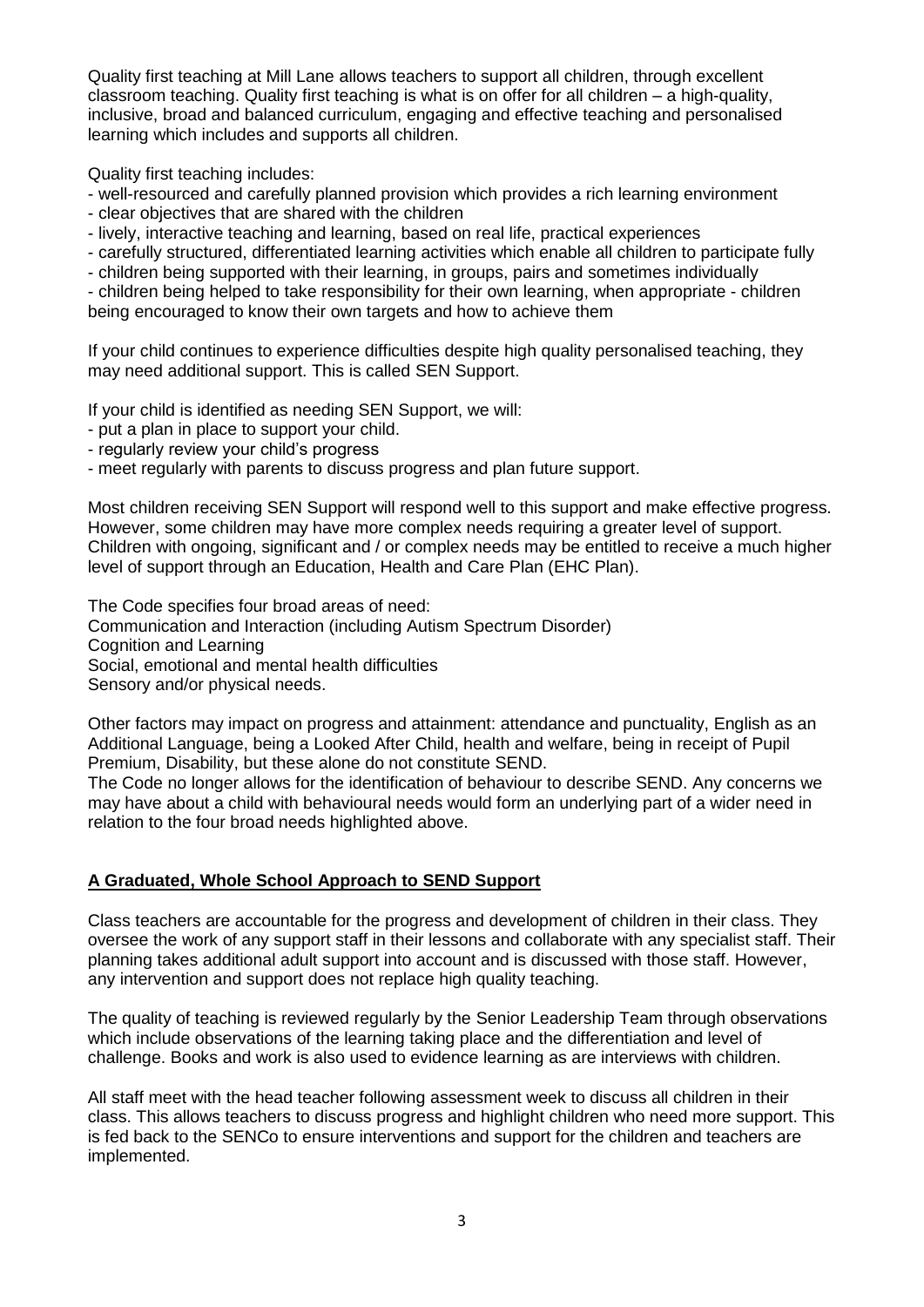Quality first teaching at Mill Lane allows teachers to support all children, through excellent classroom teaching. Quality first teaching is what is on offer for all children – a high-quality, inclusive, broad and balanced curriculum, engaging and effective teaching and personalised learning which includes and supports all children.

Quality first teaching includes:

- well-resourced and carefully planned provision which provides a rich learning environment
- clear objectives that are shared with the children
- lively, interactive teaching and learning, based on real life, practical experiences
- carefully structured, differentiated learning activities which enable all children to participate fully
- children being supported with their learning, in groups, pairs and sometimes individually
- children being helped to take responsibility for their own learning, when appropriate - children being encouraged to know their own targets and how to achieve them

If your child continues to experience difficulties despite high quality personalised teaching, they may need additional support. This is called SEN Support.

If your child is identified as needing SEN Support, we will:

- put a plan in place to support your child.
- regularly review your child's progress
- meet regularly with parents to discuss progress and plan future support.

Most children receiving SEN Support will respond well to this support and make effective progress. However, some children may have more complex needs requiring a greater level of support. Children with ongoing, significant and / or complex needs may be entitled to receive a much higher level of support through an Education, Health and Care Plan (EHC Plan).

The Code specifies four broad areas of need:
Communication and Interaction (including Autism Spectrum Disorder)
Cognition and Learning
Social, emotional and mental health difficulties
Sensory and/or physical needs.

Other factors may impact on progress and attainment: attendance and punctuality, English as an Additional Language, being a Looked After Child, health and welfare, being in receipt of Pupil Premium, Disability, but these alone do not constitute SEND.
The Code no longer allows for the identification of behaviour to describe SEND. Any concerns we may have about a child with behavioural needs would form an underlying part of a wider need in relation to the four broad needs highlighted above.

## A Graduated, Whole School Approach to SEND Support

Class teachers are accountable for the progress and development of children in their class. They oversee the work of any support staff in their lessons and collaborate with any specialist staff. Their planning takes additional adult support into account and is discussed with those staff. However, any intervention and support does not replace high quality teaching.

The quality of teaching is reviewed regularly by the Senior Leadership Team through observations which include observations of the learning taking place and the differentiation and level of challenge. Books and work is also used to evidence learning as are interviews with children.

All staff meet with the head teacher following assessment week to discuss all children in their class. This allows teachers to discuss progress and highlight children who need more support. This is fed back to the SENCo to ensure interventions and support for the children and teachers are implemented.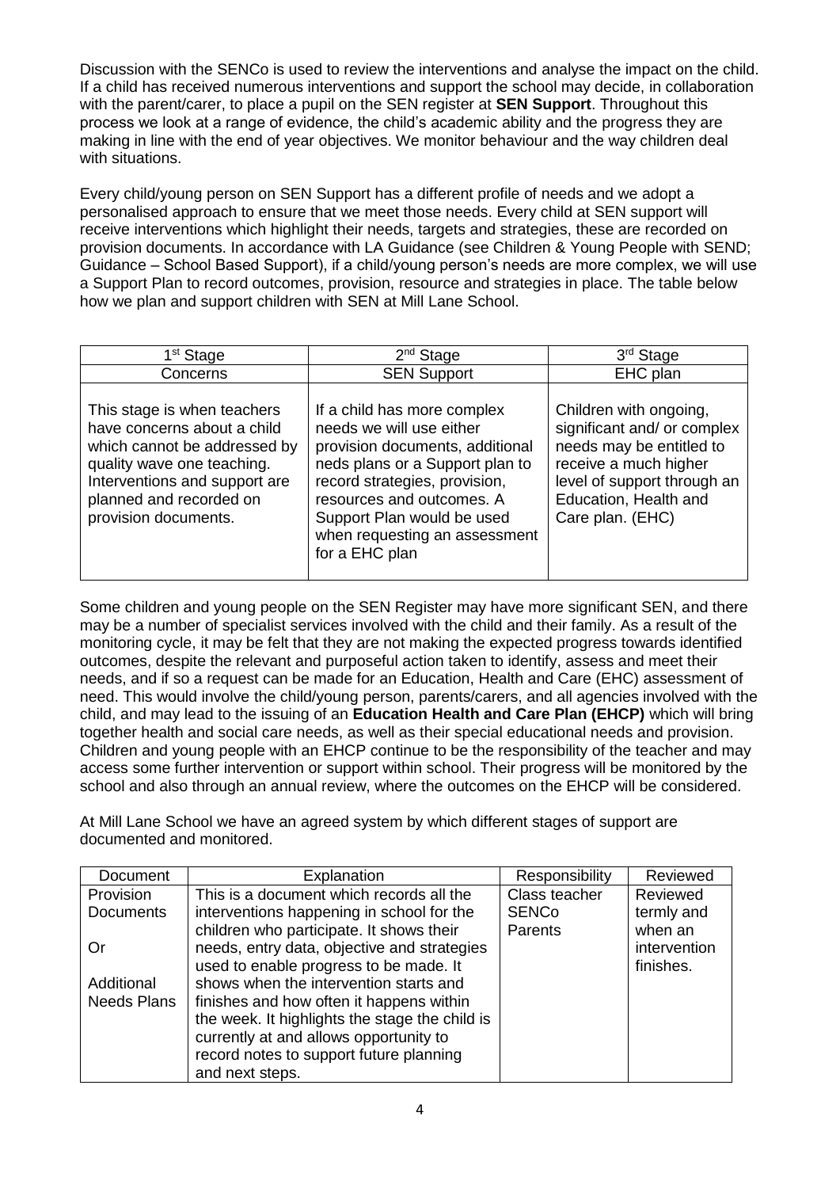Discussion with the SENCo is used to review the interventions and analyse the impact on the child. If a child has received numerous interventions and support the school may decide, in collaboration with the parent/carer, to place a pupil on the SEN register at **SEN Support**. Throughout this process we look at a range of evidence, the child's academic ability and the progress they are making in line with the end of year objectives. We monitor behaviour and the way children deal with situations.

Every child/young person on SEN Support has a different profile of needs and we adopt a personalised approach to ensure that we meet those needs. Every child at SEN support will receive interventions which highlight their needs, targets and strategies, these are recorded on provision documents. In accordance with LA Guidance (see Children & Young People with SEND; Guidance – School Based Support), if a child/young person's needs are more complex, we will use a Support Plan to record outcomes, provision, resource and strategies in place. The table below how we plan and support children with SEN at Mill Lane School.

| 1st Stage | 2nd Stage | 3rd Stage |
|---|---|---|
| Concerns | SEN Support | EHC plan |
| This stage is when teachers have concerns about a child which cannot be addressed by quality wave one teaching. Interventions and support are planned and recorded on provision documents. | If a child has more complex needs we will use either provision documents, additional neds plans or a Support plan to record strategies, provision, resources and outcomes. A Support Plan would be used when requesting an assessment for a EHC plan | Children with ongoing, significant and/ or complex needs may be entitled to receive a much higher level of support through an Education, Health and Care plan. (EHC) |

Some children and young people on the SEN Register may have more significant SEN, and there may be a number of specialist services involved with the child and their family. As a result of the monitoring cycle, it may be felt that they are not making the expected progress towards identified outcomes, despite the relevant and purposeful action taken to identify, assess and meet their needs, and if so a request can be made for an Education, Health and Care (EHC) assessment of need. This would involve the child/young person, parents/carers, and all agencies involved with the child, and may lead to the issuing of an **Education Health and Care Plan (EHCP)** which will bring together health and social care needs, as well as their special educational needs and provision. Children and young people with an EHCP continue to be the responsibility of the teacher and may access some further intervention or support within school. Their progress will be monitored by the school and also through an annual review, where the outcomes on the EHCP will be considered.

At Mill Lane School we have an agreed system by which different stages of support are documented and monitored.

| Document | Explanation | Responsibility | Reviewed |
|---|---|---|---|
| Provision Documents<br><br>Or<br><br>Additional Needs Plans | This is a document which records all the interventions happening in school for the children who participate. It shows their needs, entry data, objective and strategies used to enable progress to be made. It shows when the intervention starts and finishes and how often it happens within the week. It highlights the stage the child is currently at and allows opportunity to record notes to support future planning and next steps. | Class teacher<br>SENCo<br>Parents | Reviewed termly and when an intervention finishes. |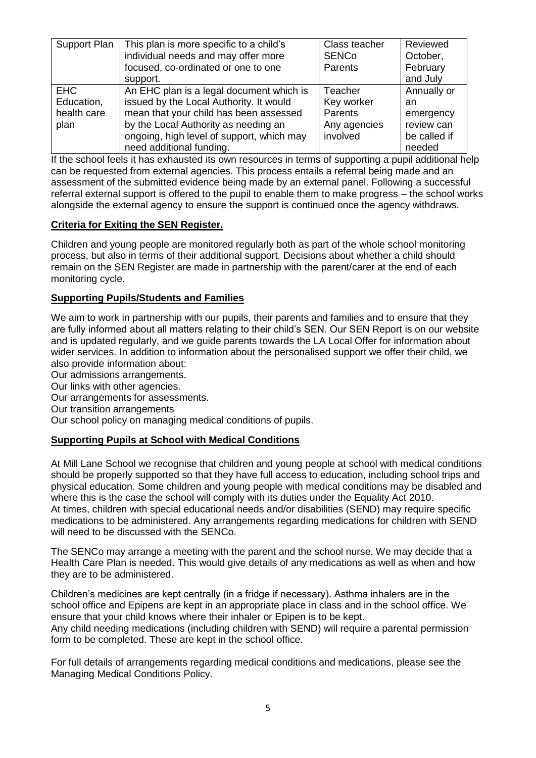| Support Plan | This plan is more specific to a child's individual needs and may offer more focused, co-ordinated or one to one support. | Class teacher SENCo Parents | Reviewed October, February and July |
|---|---|---|---|
| EHC Education, health care plan | An EHC plan is a legal document which is issued by the Local Authority. It would mean that your child has been assessed by the Local Authority as needing an ongoing, high level of support, which may need additional funding. | Teacher Key worker Parents Any agencies involved | Annually or an emergency review can be called if needed |

If the school feels it has exhausted its own resources in terms of supporting a pupil additional help can be requested from external agencies. This process entails a referral being made and an assessment of the submitted evidence being made by an external panel. Following a successful referral external support is offered to the pupil to enable them to make progress – the school works alongside the external agency to ensure the support is continued once the agency withdraws.

## Criteria for Exiting the SEN Register.

Children and young people are monitored regularly both as part of the whole school monitoring process, but also in terms of their additional support. Decisions about whether a child should remain on the SEN Register are made in partnership with the parent/carer at the end of each monitoring cycle.

## Supporting Pupils/Students and Families

We aim to work in partnership with our pupils, their parents and families and to ensure that they are fully informed about all matters relating to their child's SEN. Our SEN Report is on our website and is updated regularly, and we guide parents towards the LA Local Offer for information about wider services. In addition to information about the personalised support we offer their child, we also provide information about:

Our admissions arrangements.
Our links with other agencies.
Our arrangements for assessments.
Our transition arrangements
Our school policy on managing medical conditions of pupils.

## Supporting Pupils at School with Medical Conditions

At Mill Lane School we recognise that children and young people at school with medical conditions should be properly supported so that they have full access to education, including school trips and physical education. Some children and young people with medical conditions may be disabled and where this is the case the school will comply with its duties under the Equality Act 2010.
At times, children with special educational needs and/or disabilities (SEND) may require specific medications to be administered. Any arrangements regarding medications for children with SEND will need to be discussed with the SENCo.

The SENCo may arrange a meeting with the parent and the school nurse. We may decide that a Health Care Plan is needed. This would give details of any medications as well as when and how they are to be administered.

Children's medicines are kept centrally (in a fridge if necessary). Asthma inhalers are in the school office and Epipens are kept in an appropriate place in class and in the school office. We ensure that your child knows where their inhaler or Epipen is to be kept.
Any child needing medications (including children with SEND) will require a parental permission form to be completed. These are kept in the school office.

For full details of arrangements regarding medical conditions and medications, please see the Managing Medical Conditions Policy.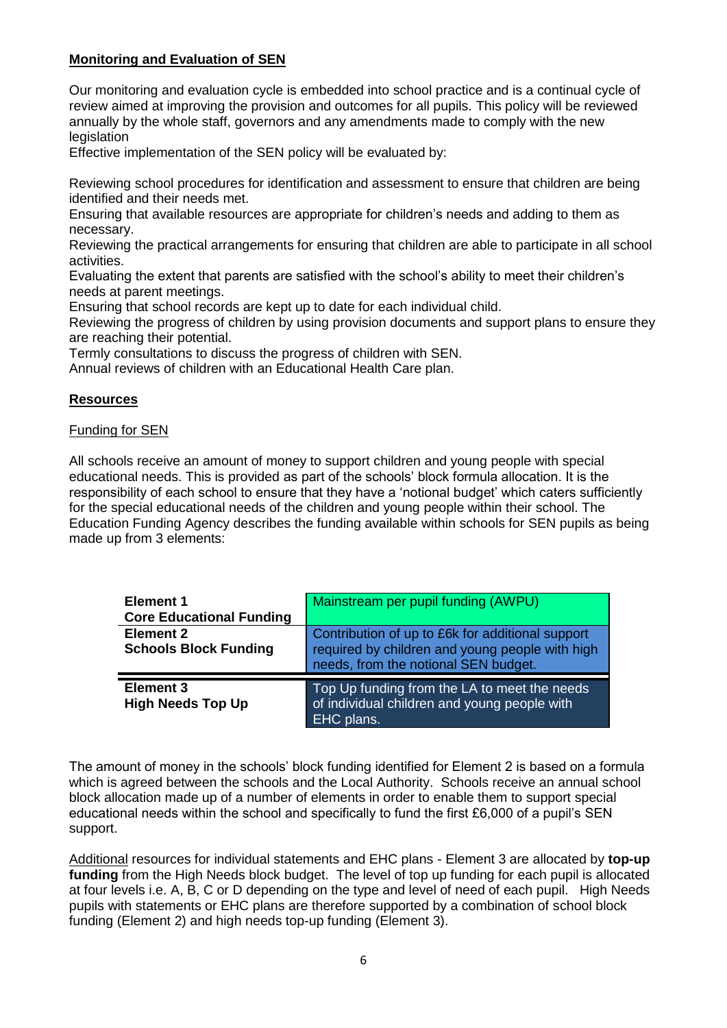**Monitoring and Evaluation of SEN**

Our monitoring and evaluation cycle is embedded into school practice and is a continual cycle of review aimed at improving the provision and outcomes for all pupils. This policy will be reviewed annually by the whole staff, governors and any amendments made to comply with the new legislation

Effective implementation of the SEN policy will be evaluated by:

Reviewing school procedures for identification and assessment to ensure that children are being identified and their needs met.

Ensuring that available resources are appropriate for children's needs and adding to them as necessary.

Reviewing the practical arrangements for ensuring that children are able to participate in all school activities.

Evaluating the extent that parents are satisfied with the school's ability to meet their children's needs at parent meetings.

Ensuring that school records are kept up to date for each individual child.

Reviewing the progress of children by using provision documents and support plans to ensure they are reaching their potential.

Termly consultations to discuss the progress of children with SEN.

Annual reviews of children with an Educational Health Care plan.

**Resources**

Funding for SEN

All schools receive an amount of money to support children and young people with special educational needs. This is provided as part of the schools' block formula allocation. It is the responsibility of each school to ensure that they have a 'notional budget' which caters sufficiently for the special educational needs of the children and young people within their school. The Education Funding Agency describes the funding available within schools for SEN pupils as being made up from 3 elements:

| Element | Description |
|---|---|
| **Element 1**<br>**Core Educational Funding** | Mainstream per pupil funding (AWPU) |
| **Element 2**<br>**Schools Block Funding** | Contribution of up to £6k for additional support required by children and young people with high needs, from the notional SEN budget. |
| **Element 3**<br>**High Needs Top Up** | Top Up funding from the LA to meet the needs of individual children and young people with EHC plans. |

The amount of money in the schools' block funding identified for Element 2 is based on a formula which is agreed between the schools and the Local Authority. Schools receive an annual school block allocation made up of a number of elements in order to enable them to support special educational needs within the school and specifically to fund the first £6,000 of a pupil's SEN support.

Additional resources for individual statements and EHC plans - Element 3 are allocated by **top-up funding** from the High Needs block budget. The level of top up funding for each pupil is allocated at four levels i.e. A, B, C or D depending on the type and level of need of each pupil. High Needs pupils with statements or EHC plans are therefore supported by a combination of school block funding (Element 2) and high needs top-up funding (Element 3).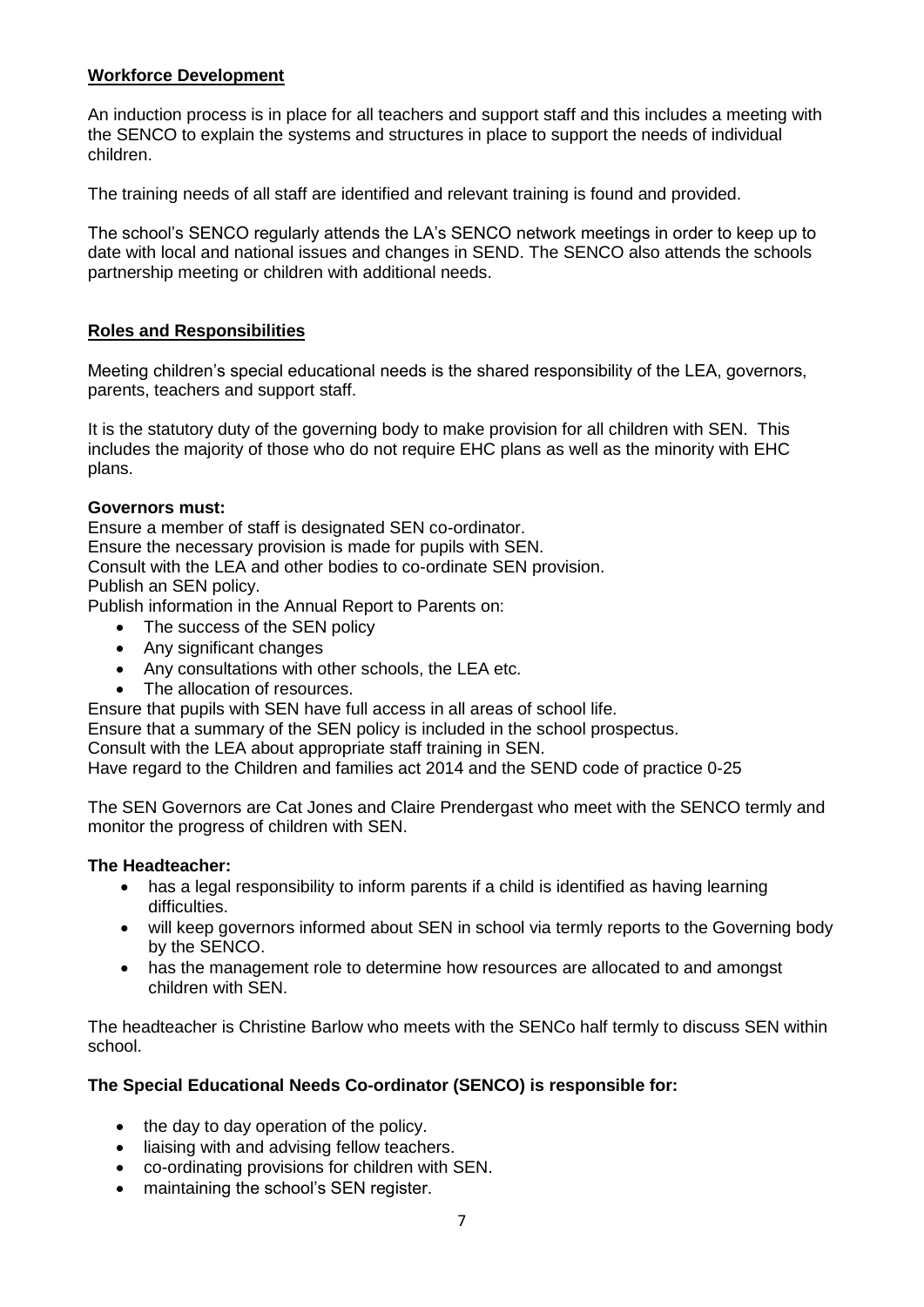## Workforce Development

An induction process is in place for all teachers and support staff and this includes a meeting with the SENCO to explain the systems and structures in place to support the needs of individual children.

The training needs of all staff are identified and relevant training is found and provided.

The school's SENCO regularly attends the LA's SENCO network meetings in order to keep up to date with local and national issues and changes in SEND. The SENCO also attends the schools partnership meeting or children with additional needs.

## Roles and Responsibilities

Meeting children's special educational needs is the shared responsibility of the LEA, governors, parents, teachers and support staff.

It is the statutory duty of the governing body to make provision for all children with SEN. This includes the majority of those who do not require EHC plans as well as the minority with EHC plans.

**Governors must:**

Ensure a member of staff is designated SEN co-ordinator.
Ensure the necessary provision is made for pupils with SEN.
Consult with the LEA and other bodies to co-ordinate SEN provision.
Publish an SEN policy.
Publish information in the Annual Report to Parents on:

- The success of the SEN policy
- Any significant changes
- Any consultations with other schools, the LEA etc.
- The allocation of resources.

Ensure that pupils with SEN have full access in all areas of school life.
Ensure that a summary of the SEN policy is included in the school prospectus.
Consult with the LEA about appropriate staff training in SEN.
Have regard to the Children and families act 2014 and the SEND code of practice 0-25

The SEN Governors are Cat Jones and Claire Prendergast who meet with the SENCO termly and monitor the progress of children with SEN.

**The Headteacher:**

- has a legal responsibility to inform parents if a child is identified as having learning difficulties.
- will keep governors informed about SEN in school via termly reports to the Governing body by the SENCO.
- has the management role to determine how resources are allocated to and amongst children with SEN.

The headteacher is Christine Barlow who meets with the SENCo half termly to discuss SEN within school.

**The Special Educational Needs Co-ordinator (SENCO) is responsible for:**

- the day to day operation of the policy.
- liaising with and advising fellow teachers.
- co-ordinating provisions for children with SEN.
- maintaining the school's SEN register.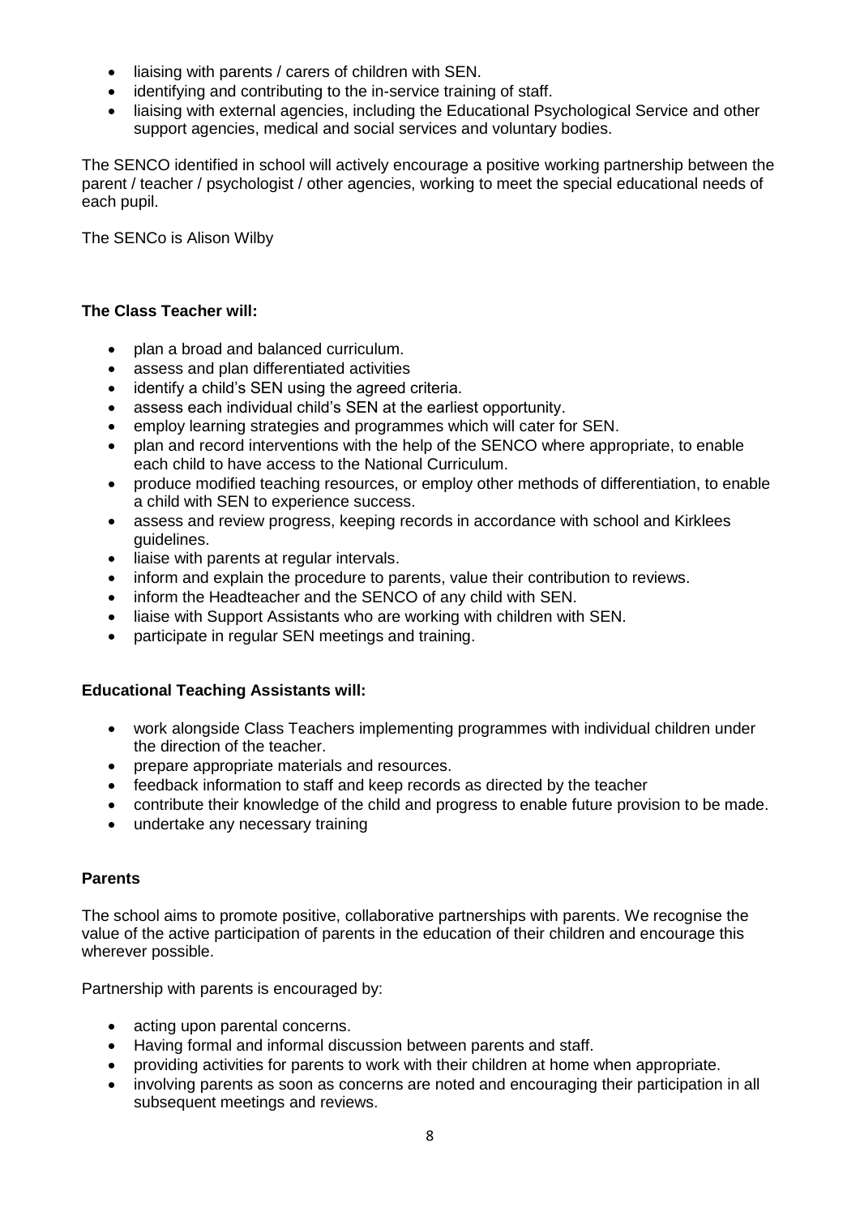- liaising with parents / carers of children with SEN.
- identifying and contributing to the in-service training of staff.
- liaising with external agencies, including the Educational Psychological Service and other support agencies, medical and social services and voluntary bodies.

The SENCO identified in school will actively encourage a positive working partnership between the parent / teacher / psychologist / other agencies, working to meet the special educational needs of each pupil.

The SENCo is Alison Wilby

**The Class Teacher will:**

- plan a broad and balanced curriculum.
- assess and plan differentiated activities
- identify a child's SEN using the agreed criteria.
- assess each individual child's SEN at the earliest opportunity.
- employ learning strategies and programmes which will cater for SEN.
- plan and record interventions with the help of the SENCO where appropriate, to enable each child to have access to the National Curriculum.
- produce modified teaching resources, or employ other methods of differentiation, to enable a child with SEN to experience success.
- assess and review progress, keeping records in accordance with school and Kirklees guidelines.
- liaise with parents at regular intervals.
- inform and explain the procedure to parents, value their contribution to reviews.
- inform the Headteacher and the SENCO of any child with SEN.
- liaise with Support Assistants who are working with children with SEN.
- participate in regular SEN meetings and training.

**Educational Teaching Assistants will:**

- work alongside Class Teachers implementing programmes with individual children under the direction of the teacher.
- prepare appropriate materials and resources.
- feedback information to staff and keep records as directed by the teacher
- contribute their knowledge of the child and progress to enable future provision to be made.
- undertake any necessary training

**Parents**

The school aims to promote positive, collaborative partnerships with parents. We recognise the value of the active participation of parents in the education of their children and encourage this wherever possible.

Partnership with parents is encouraged by:

- acting upon parental concerns.
- Having formal and informal discussion between parents and staff.
- providing activities for parents to work with their children at home when appropriate.
- involving parents as soon as concerns are noted and encouraging their participation in all subsequent meetings and reviews.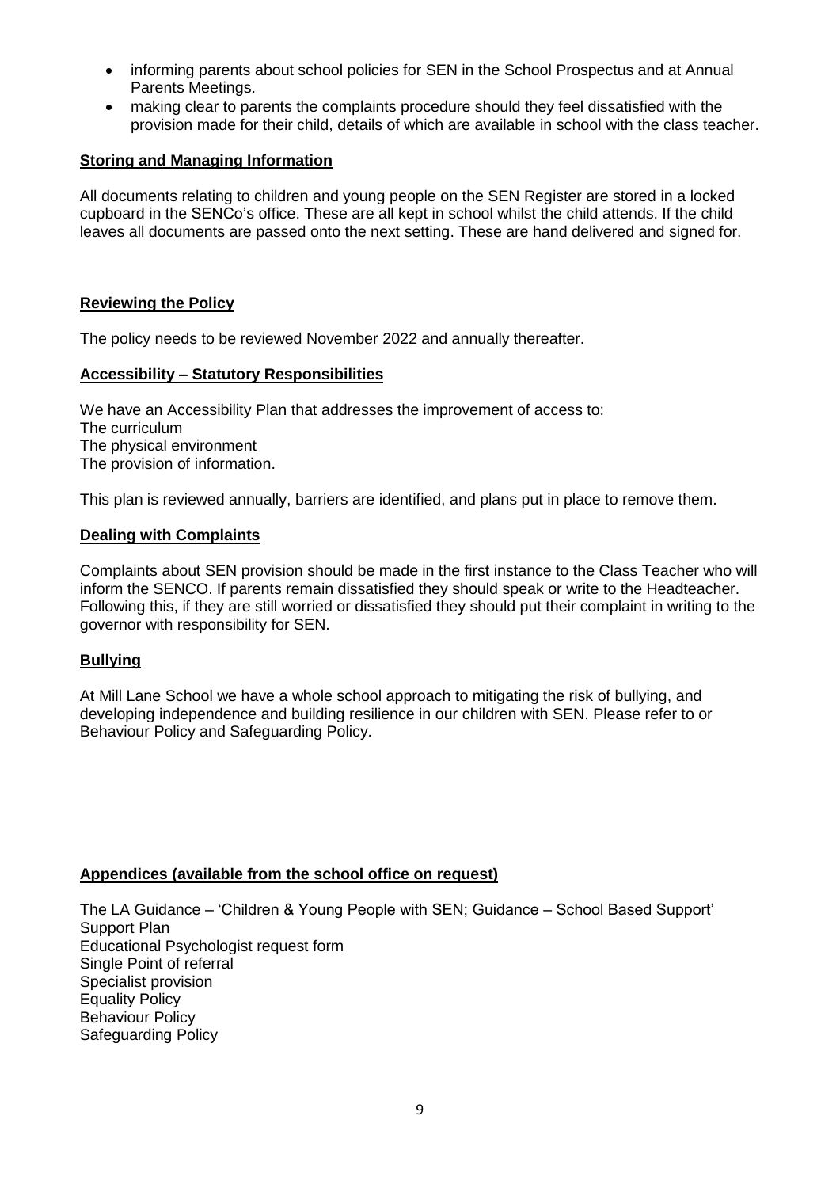- informing parents about school policies for SEN in the School Prospectus and at Annual Parents Meetings.
- making clear to parents the complaints procedure should they feel dissatisfied with the provision made for their child, details of which are available in school with the class teacher.

**Storing and Managing Information**

All documents relating to children and young people on the SEN Register are stored in a locked cupboard in the SENCo's office. These are all kept in school whilst the child attends. If the child leaves all documents are passed onto the next setting. These are hand delivered and signed for.

**Reviewing the Policy**

The policy needs to be reviewed November 2022 and annually thereafter.

**Accessibility – Statutory Responsibilities**

We have an Accessibility Plan that addresses the improvement of access to:
The curriculum
The physical environment
The provision of information.

This plan is reviewed annually, barriers are identified, and plans put in place to remove them.

**Dealing with Complaints**

Complaints about SEN provision should be made in the first instance to the Class Teacher who will inform the SENCO. If parents remain dissatisfied they should speak or write to the Headteacher. Following this, if they are still worried or dissatisfied they should put their complaint in writing to the governor with responsibility for SEN.

**Bullying**

At Mill Lane School we have a whole school approach to mitigating the risk of bullying, and developing independence and building resilience in our children with SEN. Please refer to or Behaviour Policy and Safeguarding Policy.

**Appendices (available from the school office on request)**

The LA Guidance – 'Children & Young People with SEN; Guidance – School Based Support'
Support Plan
Educational Psychologist request form
Single Point of referral
Specialist provision
Equality Policy
Behaviour Policy
Safeguarding Policy